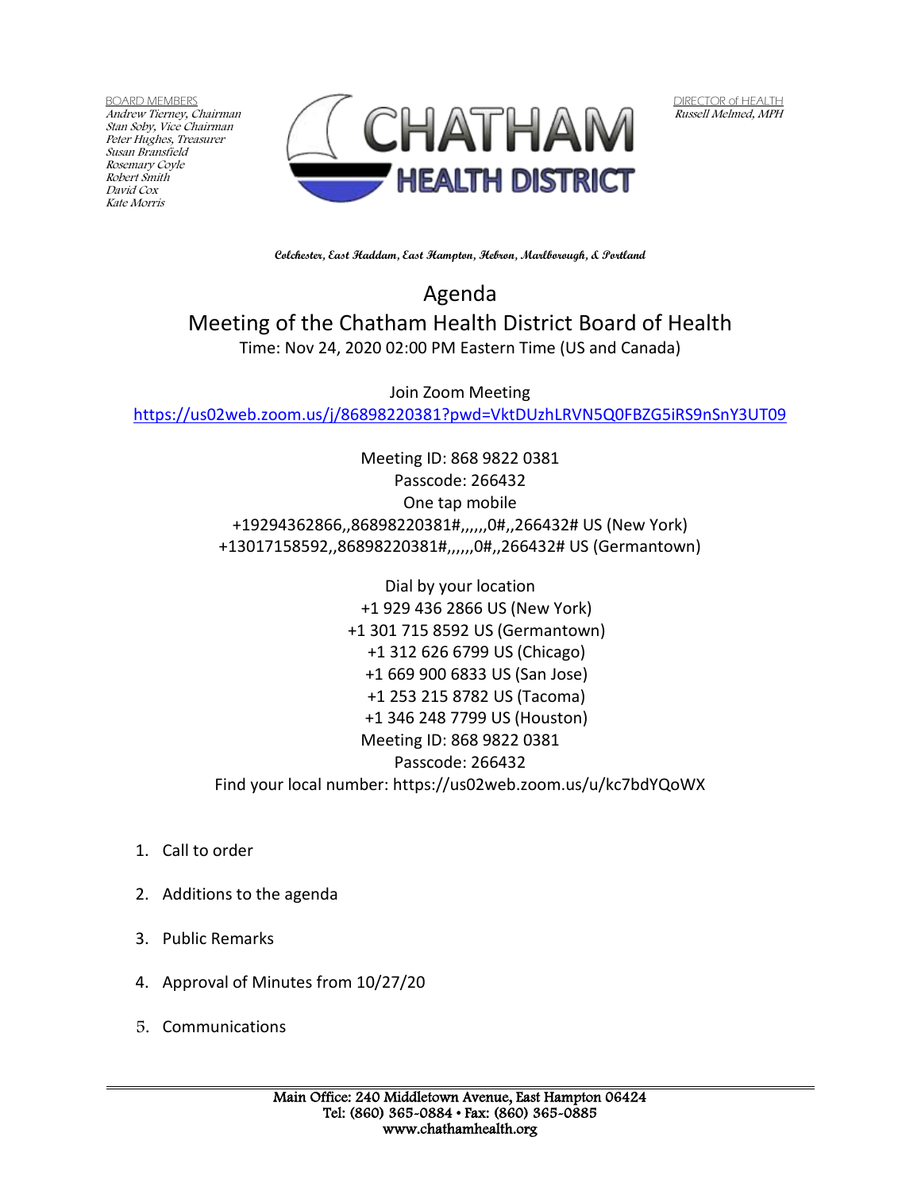BOARD MEMBERS
*Andrew Tierney, Chairman*
*Stan Soby, Vice Chairman*
*Peter Hughes, Treasurer*
*Susan Bransfield*
*Rosemary Coyle*
*Robert Smith*
*David Cox*
*Kate Morris*

CHATHAM HEALTH DISTRICT

DIRECTOR of HEALTH
*Russell Melmed, MPH*

**Colchester, East Haddam, East Hampton, Hebron, Marlborough, & Portland**

# Agenda

## Meeting of the Chatham Health District Board of Health

Time: Nov 24, 2020 02:00 PM Eastern Time (US and Canada)

Join Zoom Meeting
https://us02web.zoom.us/j/86898220381?pwd=VktDUzhLRVN5Q0FBZG5iRS9nSnY3UT09

Meeting ID: 868 9822 0381
Passcode: 266432
One tap mobile
+19294362866,,86898220381#,,,,,,0#,,266432# US (New York)
+13017158592,,86898220381#,,,,,,0#,,266432# US (Germantown)

Dial by your location
+1 929 436 2866 US (New York)
+1 301 715 8592 US (Germantown)
+1 312 626 6799 US (Chicago)
+1 669 900 6833 US (San Jose)
+1 253 215 8782 US (Tacoma)
+1 346 248 7799 US (Houston)
Meeting ID: 868 9822 0381
Passcode: 266432
Find your local number: https://us02web.zoom.us/u/kc7bdYQoWX

1. Call to order
2. Additions to the agenda
3. Public Remarks
4. Approval of Minutes from 10/27/20
5. Communications

Main Office: 240 Middletown Avenue, East Hampton 06424
Tel: (860) 365-0884 • Fax: (860) 365-0885
www.chathamhealth.org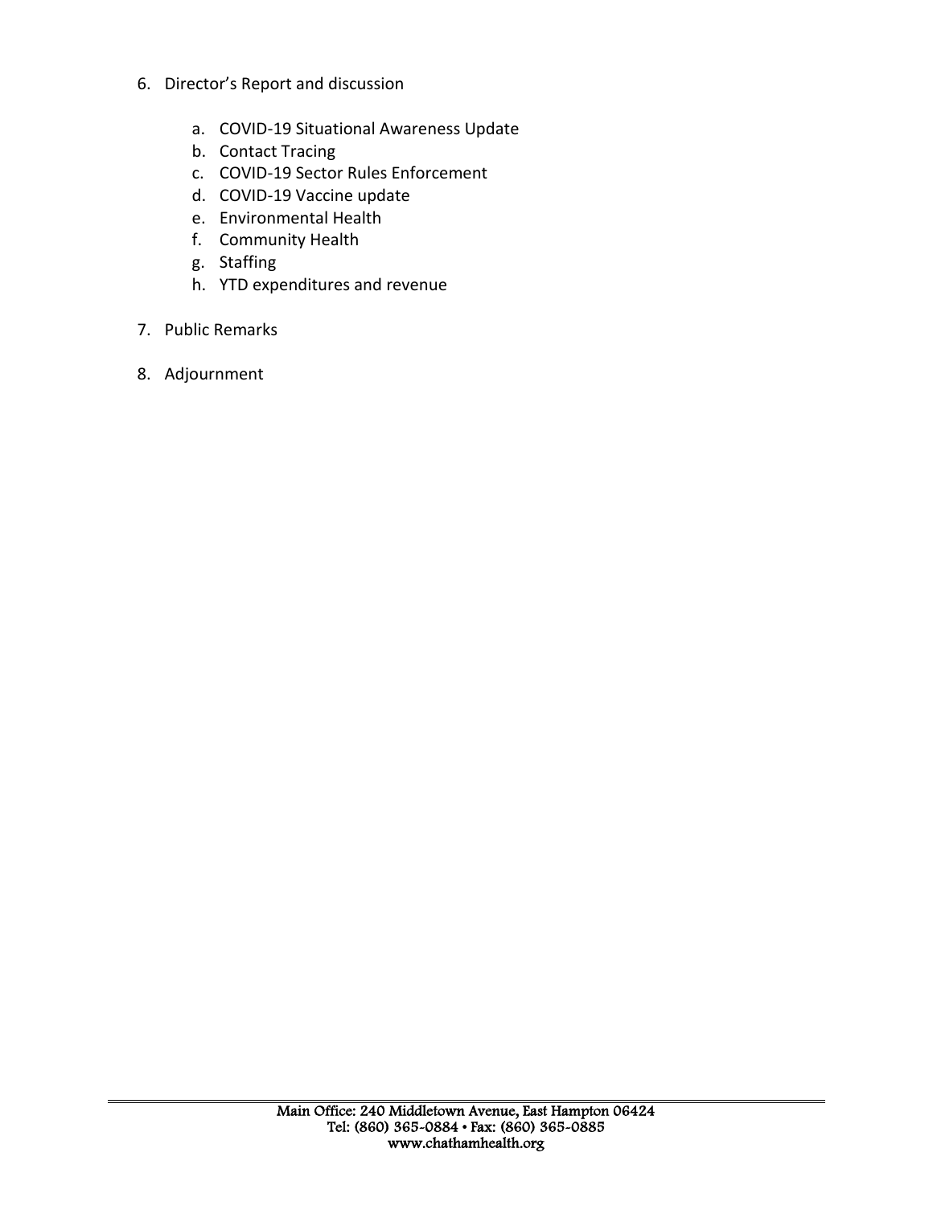6. Director's Report and discussion

    a. COVID-19 Situational Awareness Update
    b. Contact Tracing
    c. COVID-19 Sector Rules Enforcement
    d. COVID-19 Vaccine update
    e. Environmental Health
    f. Community Health
    g. Staffing
    h. YTD expenditures and revenue

7. Public Remarks

8. Adjournment